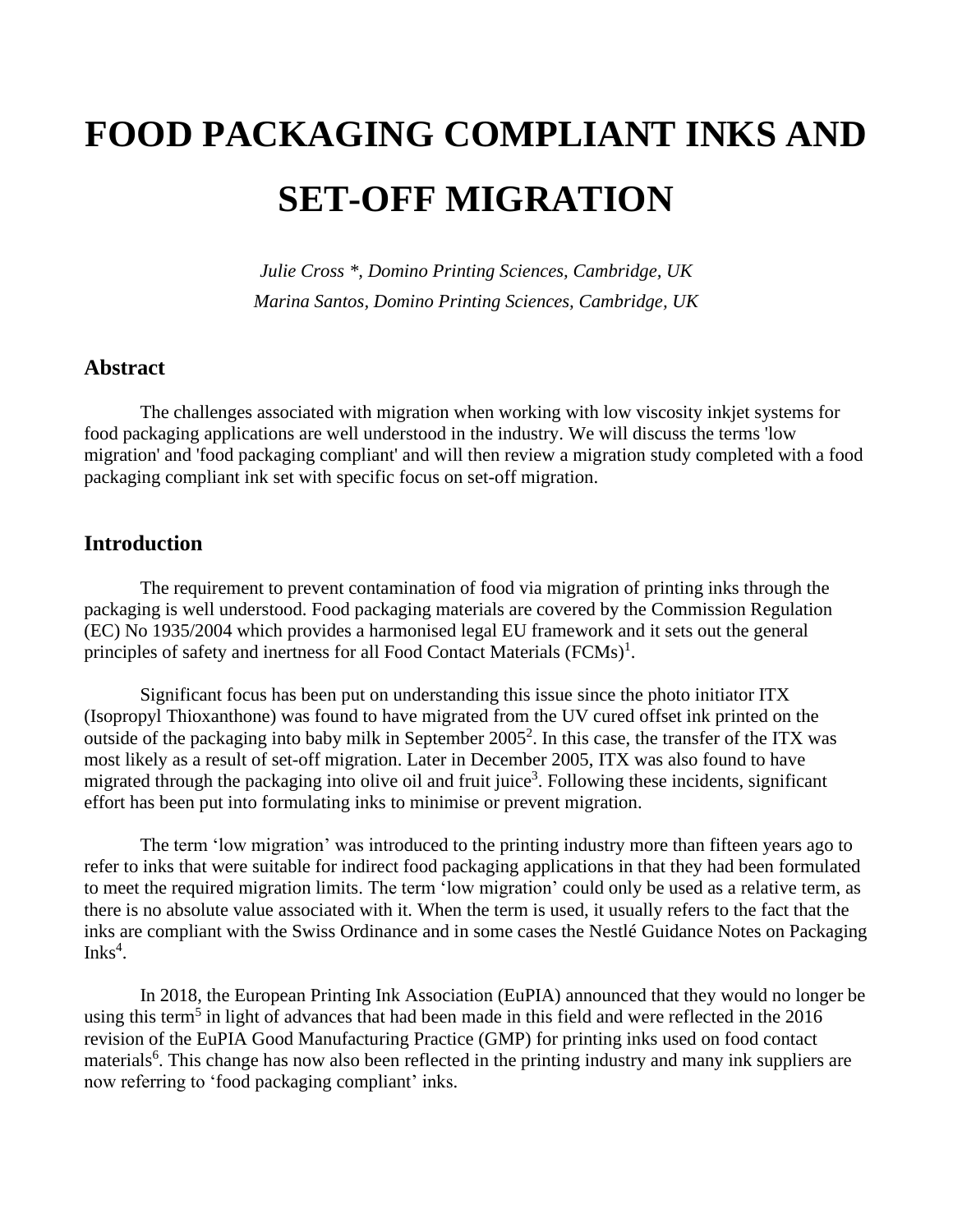# FOOD PACKAGING COMPLIANT INKS AND SET-OFF MIGRATION

*Julie Cross *, Domino Printing Sciences, Cambridge, UK*
*Marina Santos, Domino Printing Sciences, Cambridge, UK*

## Abstract

The challenges associated with migration when working with low viscosity inkjet systems for food packaging applications are well understood in the industry. We will discuss the terms 'low migration' and 'food packaging compliant' and will then review a migration study completed with a food packaging compliant ink set with specific focus on set-off migration.

## Introduction

The requirement to prevent contamination of food via migration of printing inks through the packaging is well understood. Food packaging materials are covered by the Commission Regulation (EC) No 1935/2004 which provides a harmonised legal EU framework and it sets out the general principles of safety and inertness for all Food Contact Materials (FCMs)[1].

Significant focus has been put on understanding this issue since the photo initiator ITX (Isopropyl Thioxanthone) was found to have migrated from the UV cured offset ink printed on the outside of the packaging into baby milk in September 2005[2]. In this case, the transfer of the ITX was most likely as a result of set-off migration. Later in December 2005, ITX was also found to have migrated through the packaging into olive oil and fruit juice[3]. Following these incidents, significant effort has been put into formulating inks to minimise or prevent migration.

The term 'low migration' was introduced to the printing industry more than fifteen years ago to refer to inks that were suitable for indirect food packaging applications in that they had been formulated to meet the required migration limits. The term 'low migration' could only be used as a relative term, as there is no absolute value associated with it. When the term is used, it usually refers to the fact that the inks are compliant with the Swiss Ordinance and in some cases the Nestlé Guidance Notes on Packaging Inks[4].

In 2018, the European Printing Ink Association (EuPIA) announced that they would no longer be using this term[5] in light of advances that had been made in this field and were reflected in the 2016 revision of the EuPIA Good Manufacturing Practice (GMP) for printing inks used on food contact materials[6]. This change has now also been reflected in the printing industry and many ink suppliers are now referring to 'food packaging compliant' inks.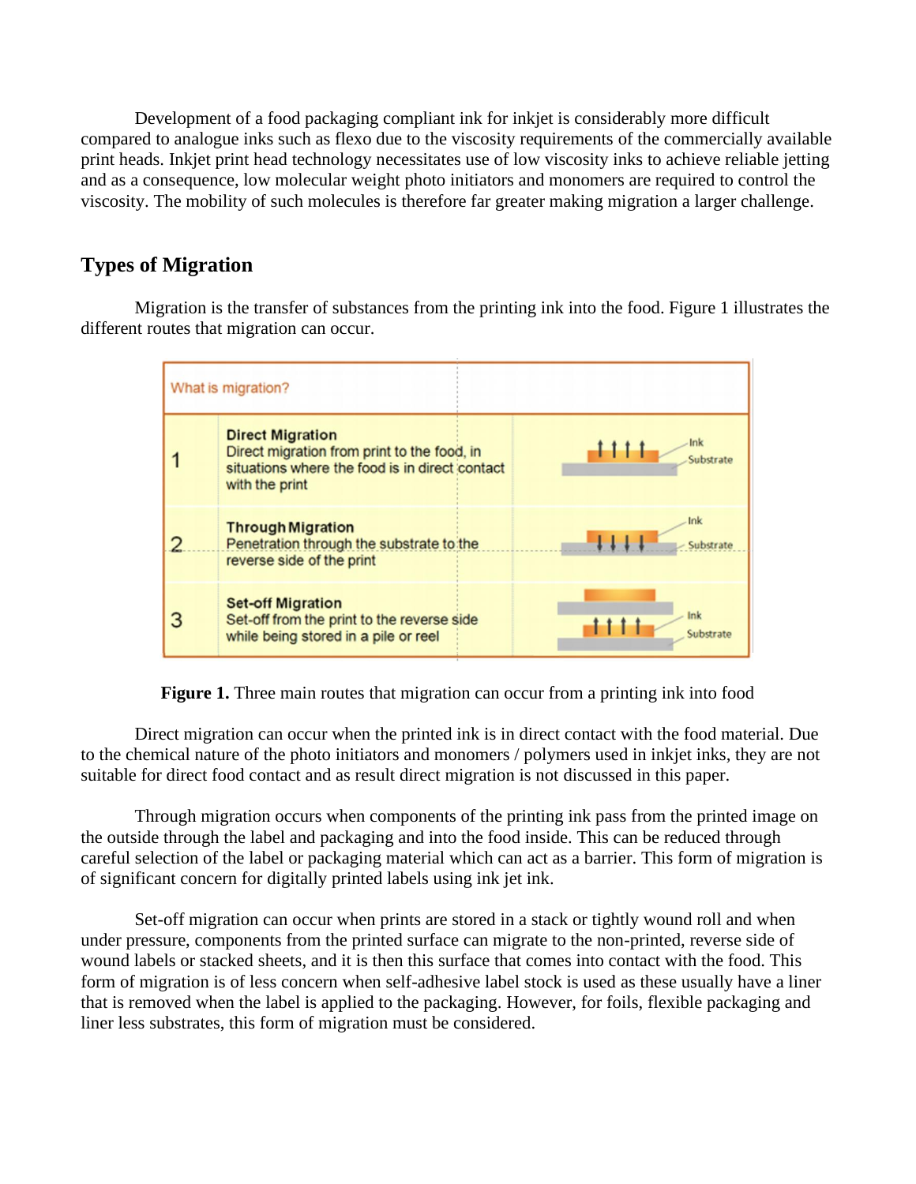Development of a food packaging compliant ink for inkjet is considerably more difficult compared to analogue inks such as flexo due to the viscosity requirements of the commercially available print heads. Inkjet print head technology necessitates use of low viscosity inks to achieve reliable jetting and as a consequence, low molecular weight photo initiators and monomers are required to control the viscosity. The mobility of such molecules is therefore far greater making migration a larger challenge.

## Types of Migration

Migration is the transfer of substances from the printing ink into the food. Figure 1 illustrates the different routes that migration can occur.

| What is migration? | | |
|---|---|---|
| 1 | **Direct Migration** Direct migration from print to the food, in situations where the food is in direct contact with the print | Ink / Substrate |
| 2 | **Through Migration** Penetration through the substrate to the reverse side of the print | Ink / Substrate |
| 3 | **Set-off Migration** Set-off from the print to the reverse side while being stored in a pile or reel | Ink / Substrate |

**Figure 1.** Three main routes that migration can occur from a printing ink into food

Direct migration can occur when the printed ink is in direct contact with the food material. Due to the chemical nature of the photo initiators and monomers / polymers used in inkjet inks, they are not suitable for direct food contact and as result direct migration is not discussed in this paper.

Through migration occurs when components of the printing ink pass from the printed image on the outside through the label and packaging and into the food inside. This can be reduced through careful selection of the label or packaging material which can act as a barrier. This form of migration is of significant concern for digitally printed labels using ink jet ink.

Set-off migration can occur when prints are stored in a stack or tightly wound roll and when under pressure, components from the printed surface can migrate to the non-printed, reverse side of wound labels or stacked sheets, and it is then this surface that comes into contact with the food. This form of migration is of less concern when self-adhesive label stock is used as these usually have a liner that is removed when the label is applied to the packaging. However, for foils, flexible packaging and liner less substrates, this form of migration must be considered.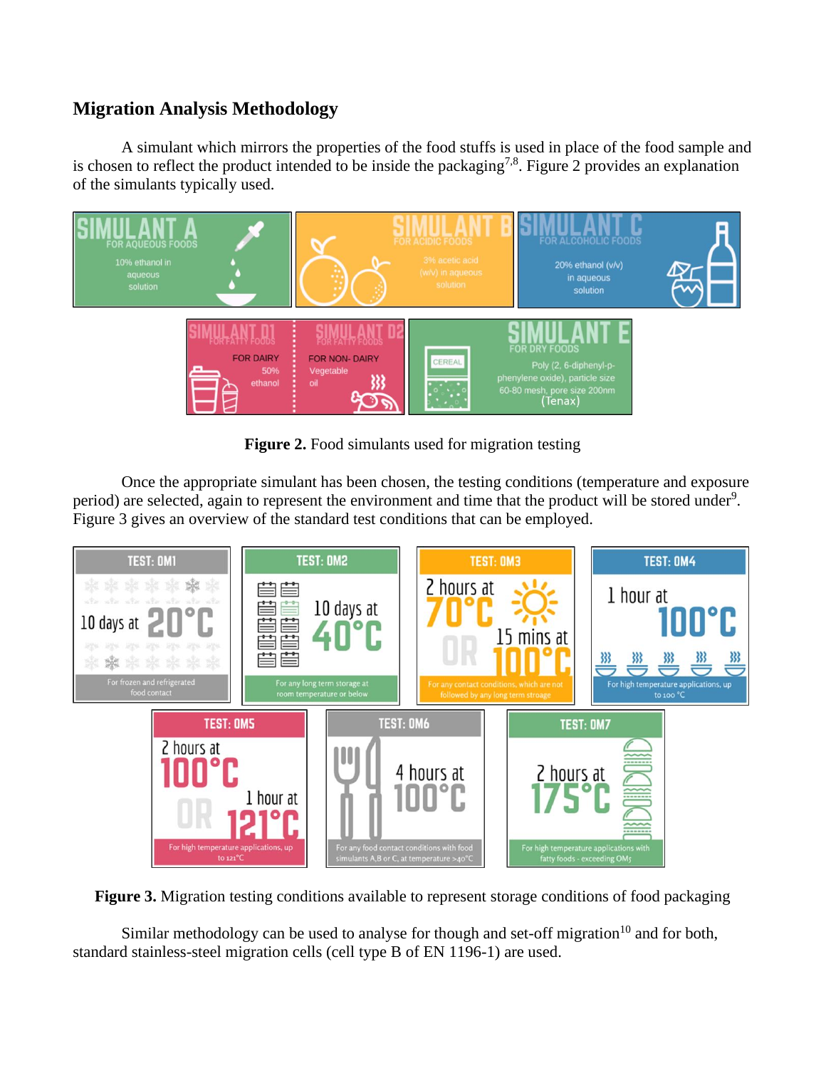## Migration Analysis Methodology

A simulant which mirrors the properties of the food stuffs is used in place of the food sample and is chosen to reflect the product intended to be inside the packaging[7,8]. Figure 2 provides an explanation of the simulants typically used.

**Figure 2.** Food simulants used for migration testing

Once the appropriate simulant has been chosen, the testing conditions (temperature and exposure period) are selected, again to represent the environment and time that the product will be stored under[9]. Figure 3 gives an overview of the standard test conditions that can be employed.

**Figure 3.** Migration testing conditions available to represent storage conditions of food packaging

Similar methodology can be used to analyse for though and set-off migration[10] and for both, standard stainless-steel migration cells (cell type B of EN 1196-1) are used.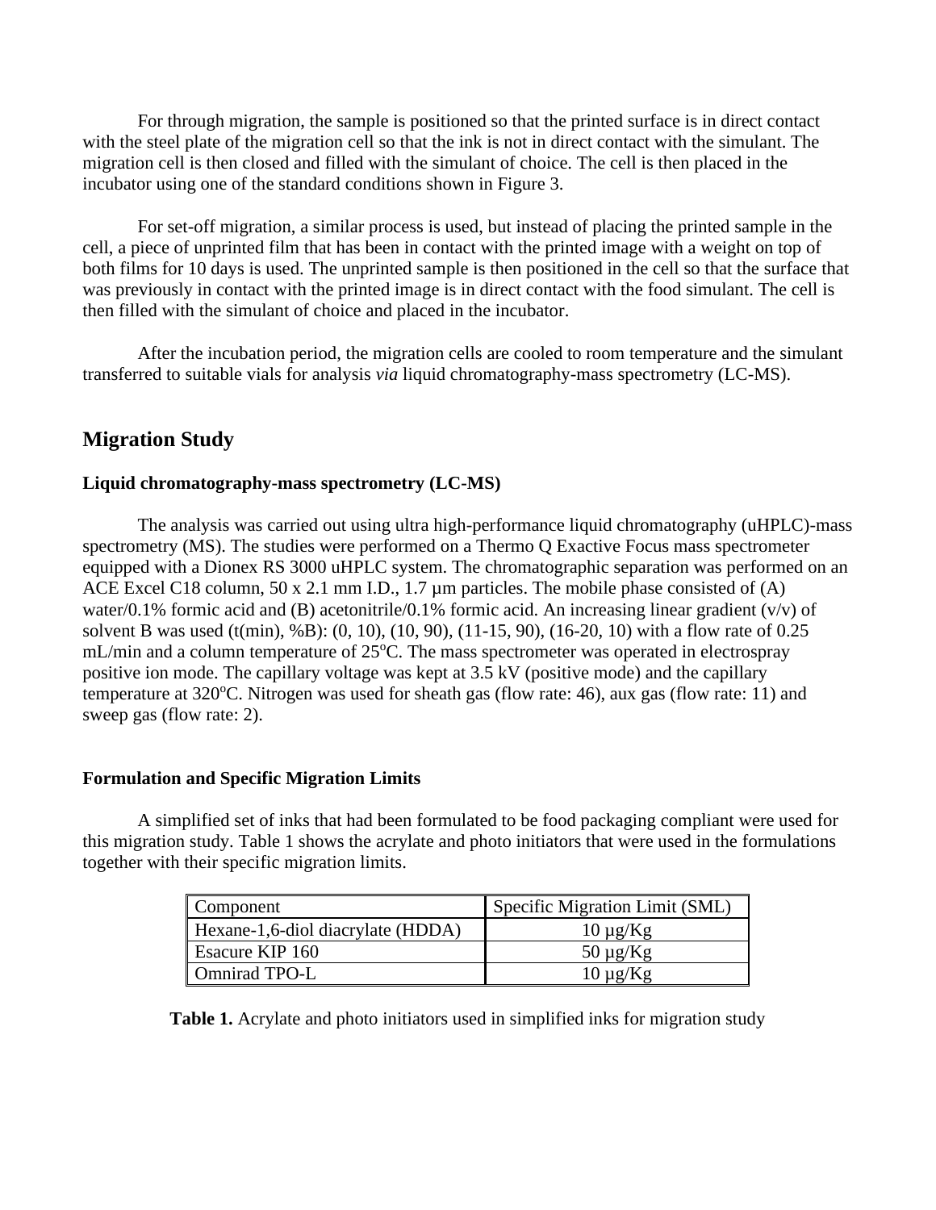For through migration, the sample is positioned so that the printed surface is in direct contact with the steel plate of the migration cell so that the ink is not in direct contact with the simulant. The migration cell is then closed and filled with the simulant of choice. The cell is then placed in the incubator using one of the standard conditions shown in Figure 3.

For set-off migration, a similar process is used, but instead of placing the printed sample in the cell, a piece of unprinted film that has been in contact with the printed image with a weight on top of both films for 10 days is used. The unprinted sample is then positioned in the cell so that the surface that was previously in contact with the printed image is in direct contact with the food simulant. The cell is then filled with the simulant of choice and placed in the incubator.

After the incubation period, the migration cells are cooled to room temperature and the simulant transferred to suitable vials for analysis *via* liquid chromatography-mass spectrometry (LC-MS).

## Migration Study

### Liquid chromatography-mass spectrometry (LC-MS)

The analysis was carried out using ultra high-performance liquid chromatography (uHPLC)-mass spectrometry (MS). The studies were performed on a Thermo Q Exactive Focus mass spectrometer equipped with a Dionex RS 3000 uHPLC system. The chromatographic separation was performed on an ACE Excel C18 column, 50 x 2.1 mm I.D., 1.7 µm particles. The mobile phase consisted of (A) water/0.1% formic acid and (B) acetonitrile/0.1% formic acid. An increasing linear gradient (v/v) of solvent B was used (t(min), %B): (0, 10), (10, 90), (11-15, 90), (16-20, 10) with a flow rate of 0.25 mL/min and a column temperature of 25°C. The mass spectrometer was operated in electrospray positive ion mode. The capillary voltage was kept at 3.5 kV (positive mode) and the capillary temperature at 320°C. Nitrogen was used for sheath gas (flow rate: 46), aux gas (flow rate: 11) and sweep gas (flow rate: 2).

### Formulation and Specific Migration Limits

A simplified set of inks that had been formulated to be food packaging compliant were used for this migration study. Table 1 shows the acrylate and photo initiators that were used in the formulations together with their specific migration limits.

| Component | Specific Migration Limit (SML) |
|---|---|
| Hexane-1,6-diol diacrylate (HDDA) | 10 µg/Kg |
| Esacure KIP 160 | 50 µg/Kg |
| Omnirad TPO-L | 10 µg/Kg |

**Table 1.** Acrylate and photo initiators used in simplified inks for migration study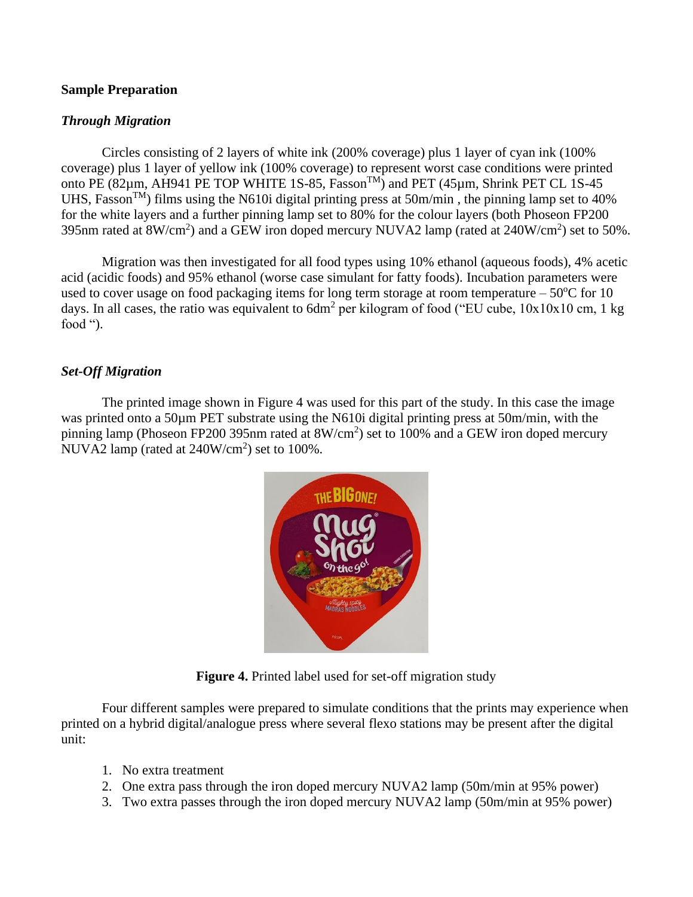**Sample Preparation**

***Through Migration***

Circles consisting of 2 layers of white ink (200% coverage) plus 1 layer of cyan ink (100% coverage) plus 1 layer of yellow ink (100% coverage) to represent worst case conditions were printed onto PE (82µm, AH941 PE TOP WHITE 1S-85, Fasson™) and PET (45µm, Shrink PET CL 1S-45 UHS, Fasson™) films using the N610i digital printing press at 50m/min , the pinning lamp set to 40% for the white layers and a further pinning lamp set to 80% for the colour layers (both Phoseon FP200 395nm rated at $8W/cm^2$) and a GEW iron doped mercury NUVA2 lamp (rated at $240W/cm^2$) set to 50%.

Migration was then investigated for all food types using 10% ethanol (aqueous foods), 4% acetic acid (acidic foods) and 95% ethanol (worse case simulant for fatty foods). Incubation parameters were used to cover usage on food packaging items for long term storage at room temperature – 50°C for 10 days. In all cases, the ratio was equivalent to $6dm^2$ per kilogram of food ("EU cube, 10x10x10 cm, 1 kg food ").

***Set-Off Migration***

The printed image shown in Figure 4 was used for this part of the study. In this case the image was printed onto a 50µm PET substrate using the N610i digital printing press at 50m/min, with the pinning lamp (Phoseon FP200 395nm rated at $8W/cm^2$) set to 100% and a GEW iron doped mercury NUVA2 lamp (rated at $240W/cm^2$) set to 100%.

**Figure 4.** Printed label used for set-off migration study

Four different samples were prepared to simulate conditions that the prints may experience when printed on a hybrid digital/analogue press where several flexo stations may be present after the digital unit:

1. No extra treatment
2. One extra pass through the iron doped mercury NUVA2 lamp (50m/min at 95% power)
3. Two extra passes through the iron doped mercury NUVA2 lamp (50m/min at 95% power)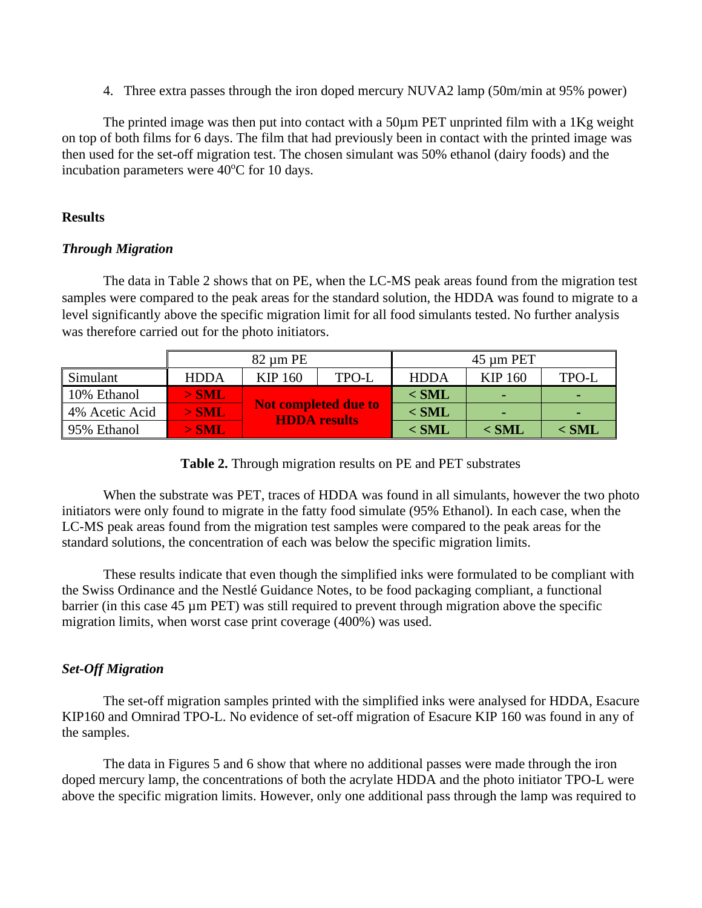4. Three extra passes through the iron doped mercury NUVA2 lamp (50m/min at 95% power)

The printed image was then put into contact with a 50µm PET unprinted film with a 1Kg weight on top of both films for 6 days. The film that had previously been in contact with the printed image was then used for the set-off migration test. The chosen simulant was 50% ethanol (dairy foods) and the incubation parameters were 40°C for 10 days.

**Results**

***Through Migration***

The data in Table 2 shows that on PE, when the LC-MS peak areas found from the migration test samples were compared to the peak areas for the standard solution, the HDDA was found to migrate to a level significantly above the specific migration limit for all food simulants tested. No further analysis was therefore carried out for the photo initiators.

| | 82 µm PE | | | 45 µm PET | | |
|---|---|---|---|---|---|---|
| Simulant | HDDA | KIP 160 | TPO-L | HDDA | KIP 160 | TPO-L |
| 10% Ethanol | > SML | Not completed due to HDDA results | | < SML | - | - |
| 4% Acetic Acid | > SML | | | < SML | - | - |
| 95% Ethanol | > SML | | | < SML | < SML | < SML |

**Table 2.** Through migration results on PE and PET substrates

When the substrate was PET, traces of HDDA was found in all simulants, however the two photo initiators were only found to migrate in the fatty food simulate (95% Ethanol). In each case, when the LC-MS peak areas found from the migration test samples were compared to the peak areas for the standard solutions, the concentration of each was below the specific migration limits.

These results indicate that even though the simplified inks were formulated to be compliant with the Swiss Ordinance and the Nestlé Guidance Notes, to be food packaging compliant, a functional barrier (in this case 45 µm PET) was still required to prevent through migration above the specific migration limits, when worst case print coverage (400%) was used.

***Set-Off Migration***

The set-off migration samples printed with the simplified inks were analysed for HDDA, Esacure KIP160 and Omnirad TPO-L. No evidence of set-off migration of Esacure KIP 160 was found in any of the samples.

The data in Figures 5 and 6 show that where no additional passes were made through the iron doped mercury lamp, the concentrations of both the acrylate HDDA and the photo initiator TPO-L were above the specific migration limits. However, only one additional pass through the lamp was required to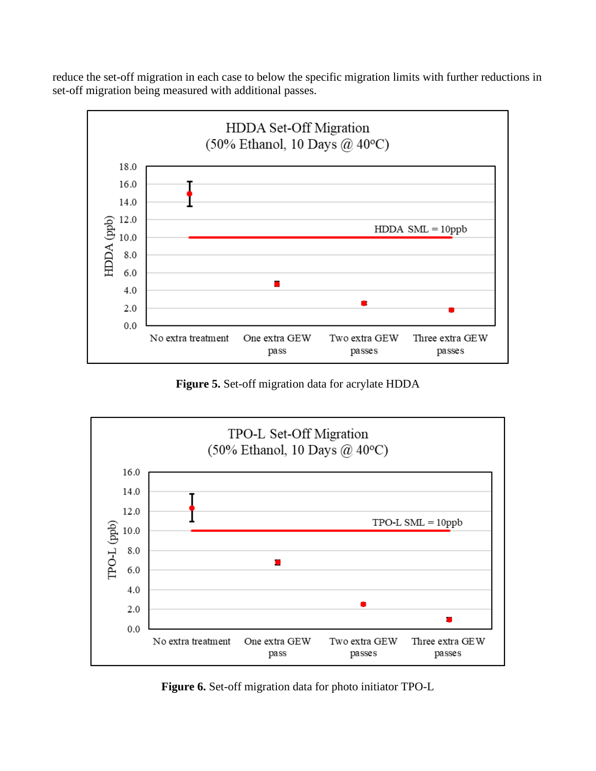reduce the set-off migration in each case to below the specific migration limits with further reductions in set-off migration being measured with additional passes.

**Figure 5.** Set-off migration data for acrylate HDDA

**Figure 6.** Set-off migration data for photo initiator TPO-L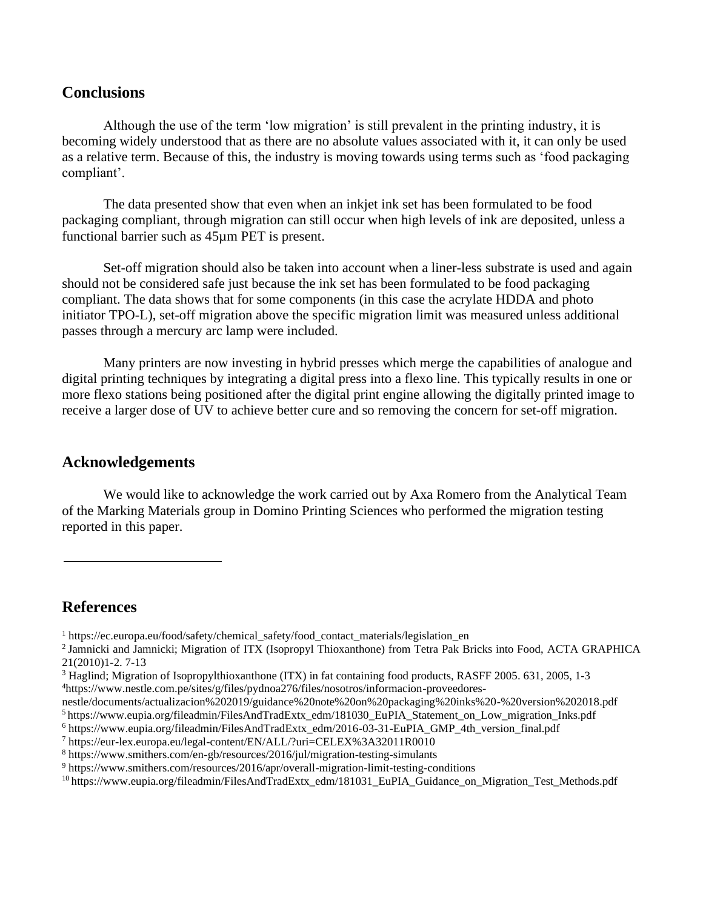## Conclusions

Although the use of the term 'low migration' is still prevalent in the printing industry, it is becoming widely understood that as there are no absolute values associated with it, it can only be used as a relative term. Because of this, the industry is moving towards using terms such as 'food packaging compliant'.

The data presented show that even when an inkjet ink set has been formulated to be food packaging compliant, through migration can still occur when high levels of ink are deposited, unless a functional barrier such as 45µm PET is present.

Set-off migration should also be taken into account when a liner-less substrate is used and again should not be considered safe just because the ink set has been formulated to be food packaging compliant. The data shows that for some components (in this case the acrylate HDDA and photo initiator TPO-L), set-off migration above the specific migration limit was measured unless additional passes through a mercury arc lamp were included.

Many printers are now investing in hybrid presses which merge the capabilities of analogue and digital printing techniques by integrating a digital press into a flexo line. This typically results in one or more flexo stations being positioned after the digital print engine allowing the digitally printed image to receive a larger dose of UV to achieve better cure and so removing the concern for set-off migration.

## Acknowledgements

We would like to acknowledge the work carried out by Axa Romero from the Analytical Team of the Marking Materials group in Domino Printing Sciences who performed the migration testing reported in this paper.

## References

[1] https://ec.europa.eu/food/safety/chemical_safety/food_contact_materials/legislation_en

[2] Jamnicki and Jamnicki; Migration of ITX (Isopropyl Thioxanthone) from Tetra Pak Bricks into Food, ACTA GRAPHICA 21(2010)1-2. 7-13

[3] Haglind; Migration of Isopropylthioxanthone (ITX) in fat containing food products, RASFF 2005. 631, 2005, 1-3

[4] https://www.nestle.com.pe/sites/g/files/pydnoa276/files/nosotros/informacion-proveedores-nestle/documents/actualizacion%202019/guidance%20note%20on%20packaging%20inks%20-%20version%202018.pdf

[5] https://www.eupia.org/fileadmin/FilesAndTradExtx_edm/181030_EuPIA_Statement_on_Low_migration_Inks.pdf

[6] https://www.eupia.org/fileadmin/FilesAndTradExtx_edm/2016-03-31-EuPIA_GMP_4th_version_final.pdf

[7] https://eur-lex.europa.eu/legal-content/EN/ALL/?uri=CELEX%3A32011R0010

[8] https://www.smithers.com/en-gb/resources/2016/jul/migration-testing-simulants

[9] https://www.smithers.com/resources/2016/apr/overall-migration-limit-testing-conditions

[10] https://www.eupia.org/fileadmin/FilesAndTradExtx_edm/181031_EuPIA_Guidance_on_Migration_Test_Methods.pdf